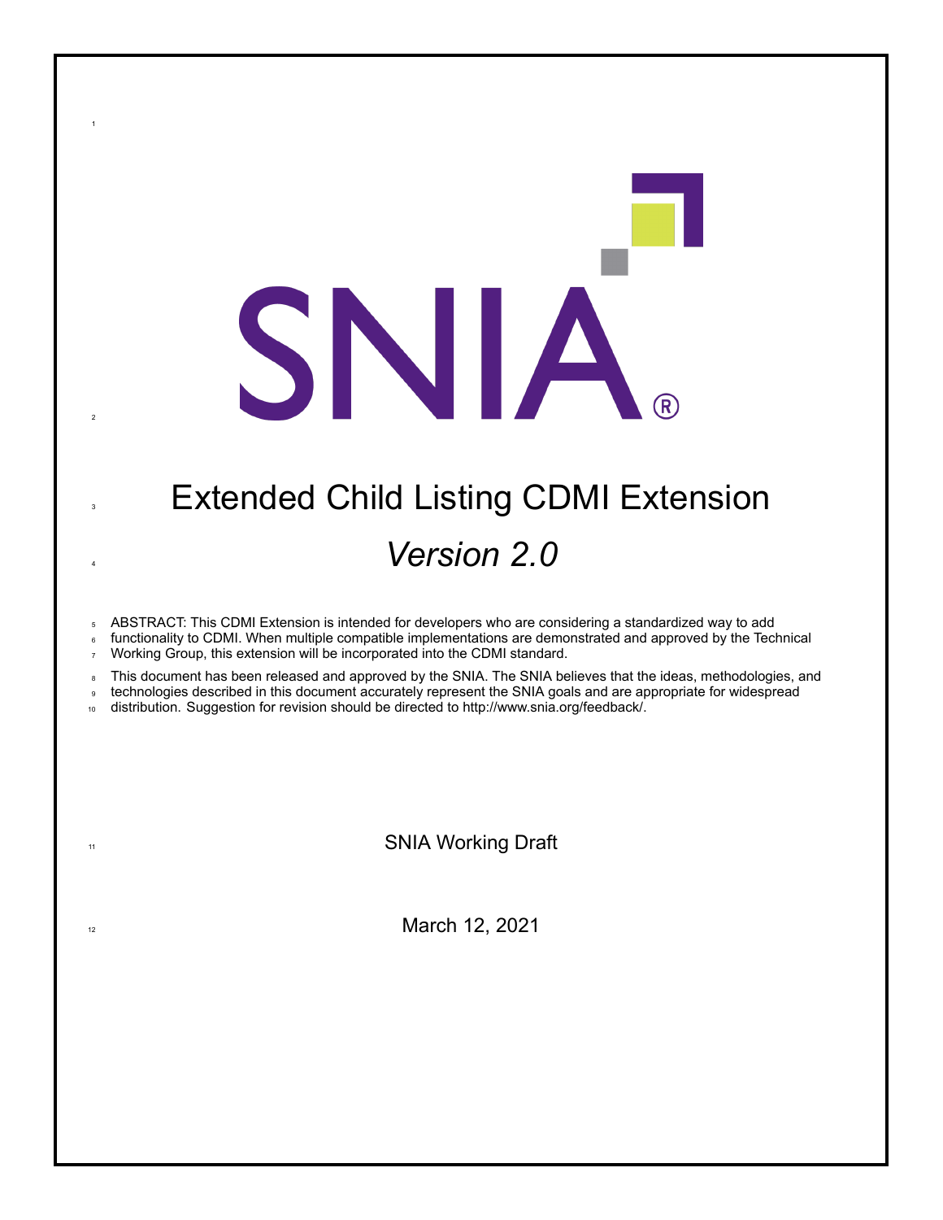# Extended Child Listing CDMI Extension

## *Version 2.0*

ABSTRACT: This CDMI Extension is intended for developers who are considering a standardized way to add functionality to CDMI. When multiple compatible implementations are demonstrated and approved by the Technical Working Group, this extension will be incorporated into the CDMI standard.

This document has been released and approved by the SNIA. The SNIA believes that the ideas, methodologies, and technologies described in this document accurately represent the SNIA goals and are appropriate for widespread distribution. Suggestion for revision should be directed to http://www.snia.org/feedback/.

SNIA Working Draft

March 12, 2021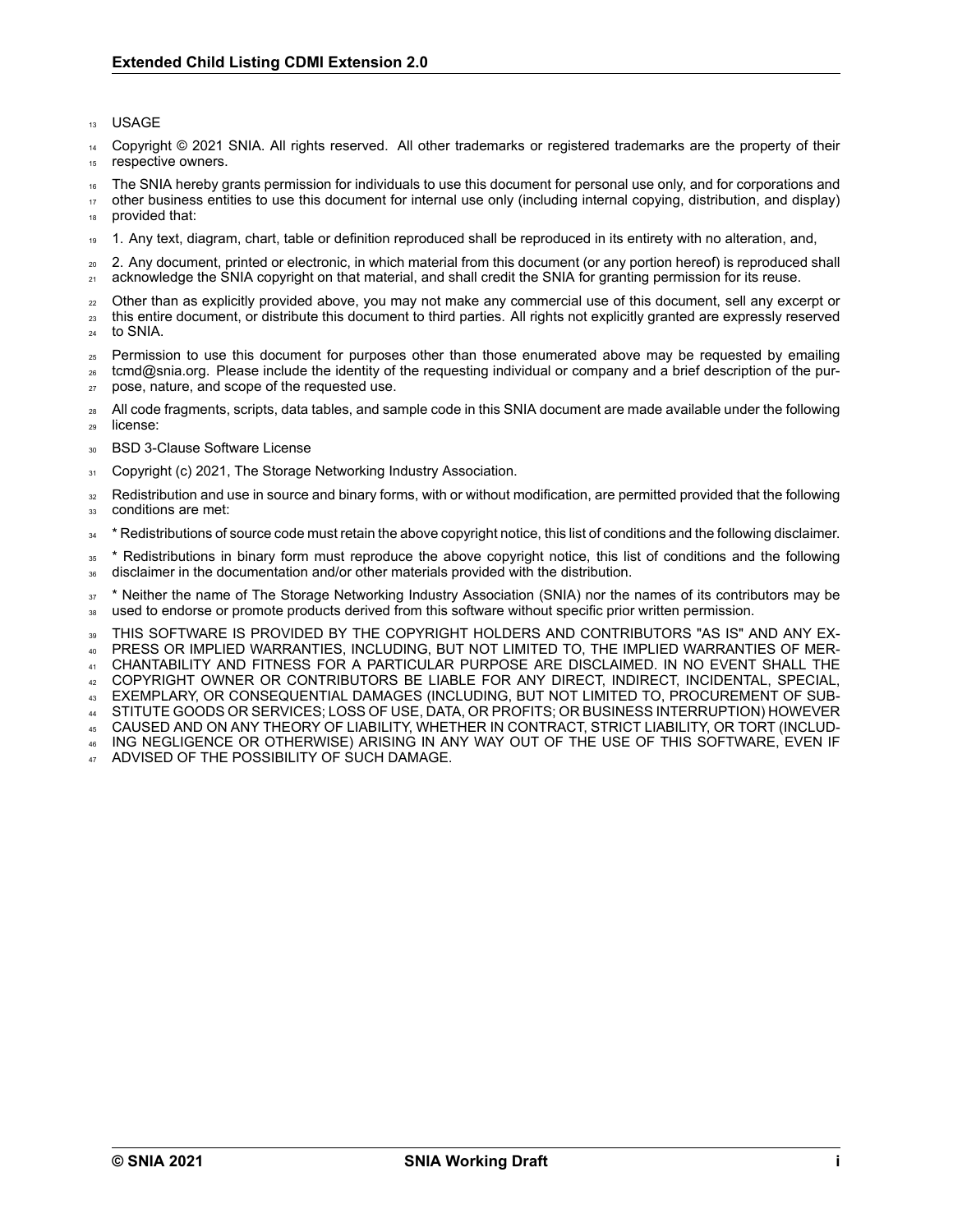USAGE

Copyright © 2021 SNIA. All rights reserved. All other trademarks or registered trademarks are the property of their respective owners.

The SNIA hereby grants permission for individuals to use this document for personal use only, and for corporations and other business entities to use this document for internal use only (including internal copying, distribution, and display) provided that:

1. Any text, diagram, chart, table or definition reproduced shall be reproduced in its entirety with no alteration, and,

2. Any document, printed or electronic, in which material from this document (or any portion hereof) is reproduced shall acknowledge the SNIA copyright on that material, and shall credit the SNIA for granting permission for its reuse.

Other than as explicitly provided above, you may not make any commercial use of this document, sell any excerpt or this entire document, or distribute this document to third parties. All rights not explicitly granted are expressly reserved to SNIA.

Permission to use this document for purposes other than those enumerated above may be requested by emailing tcmd@snia.org. Please include the identity of the requesting individual or company and a brief description of the purpose, nature, and scope of the requested use.

All code fragments, scripts, data tables, and sample code in this SNIA document are made available under the following license:

BSD 3-Clause Software License

Copyright (c) 2021, The Storage Networking Industry Association.

Redistribution and use in source and binary forms, with or without modification, are permitted provided that the following conditions are met:

* Redistributions of source code must retain the above copyright notice, this list of conditions and the following disclaimer.

* Redistributions in binary form must reproduce the above copyright notice, this list of conditions and the following disclaimer in the documentation and/or other materials provided with the distribution.

* Neither the name of The Storage Networking Industry Association (SNIA) nor the names of its contributors may be used to endorse or promote products derived from this software without specific prior written permission.

THIS SOFTWARE IS PROVIDED BY THE COPYRIGHT HOLDERS AND CONTRIBUTORS "AS IS" AND ANY EXPRESS OR IMPLIED WARRANTIES, INCLUDING, BUT NOT LIMITED TO, THE IMPLIED WARRANTIES OF MERCHANTABILITY AND FITNESS FOR A PARTICULAR PURPOSE ARE DISCLAIMED. IN NO EVENT SHALL THE COPYRIGHT OWNER OR CONTRIBUTORS BE LIABLE FOR ANY DIRECT, INDIRECT, INCIDENTAL, SPECIAL, EXEMPLARY, OR CONSEQUENTIAL DAMAGES (INCLUDING, BUT NOT LIMITED TO, PROCUREMENT OF SUBSTITUTE GOODS OR SERVICES; LOSS OF USE, DATA, OR PROFITS; OR BUSINESS INTERRUPTION) HOWEVER CAUSED AND ON ANY THEORY OF LIABILITY, WHETHER IN CONTRACT, STRICT LIABILITY, OR TORT (INCLUDING NEGLIGENCE OR OTHERWISE) ARISING IN ANY WAY OUT OF THE USE OF THIS SOFTWARE, EVEN IF ADVISED OF THE POSSIBILITY OF SUCH DAMAGE.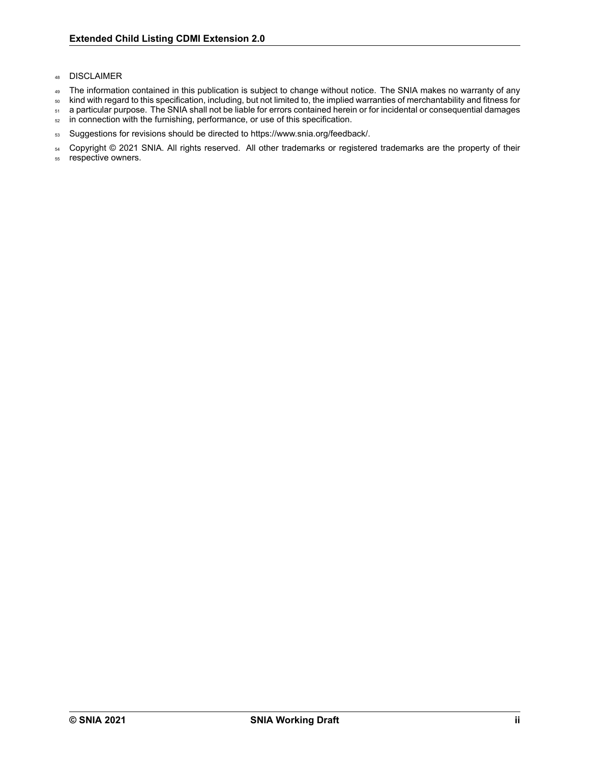DISCLAIMER

The information contained in this publication is subject to change without notice. The SNIA makes no warranty of any kind with regard to this specification, including, but not limited to, the implied warranties of merchantability and fitness for a particular purpose. The SNIA shall not be liable for errors contained herein or for incidental or consequential damages in connection with the furnishing, performance, or use of this specification.

Suggestions for revisions should be directed to https://www.snia.org/feedback/.

Copyright © 2021 SNIA. All rights reserved. All other trademarks or registered trademarks are the property of their respective owners.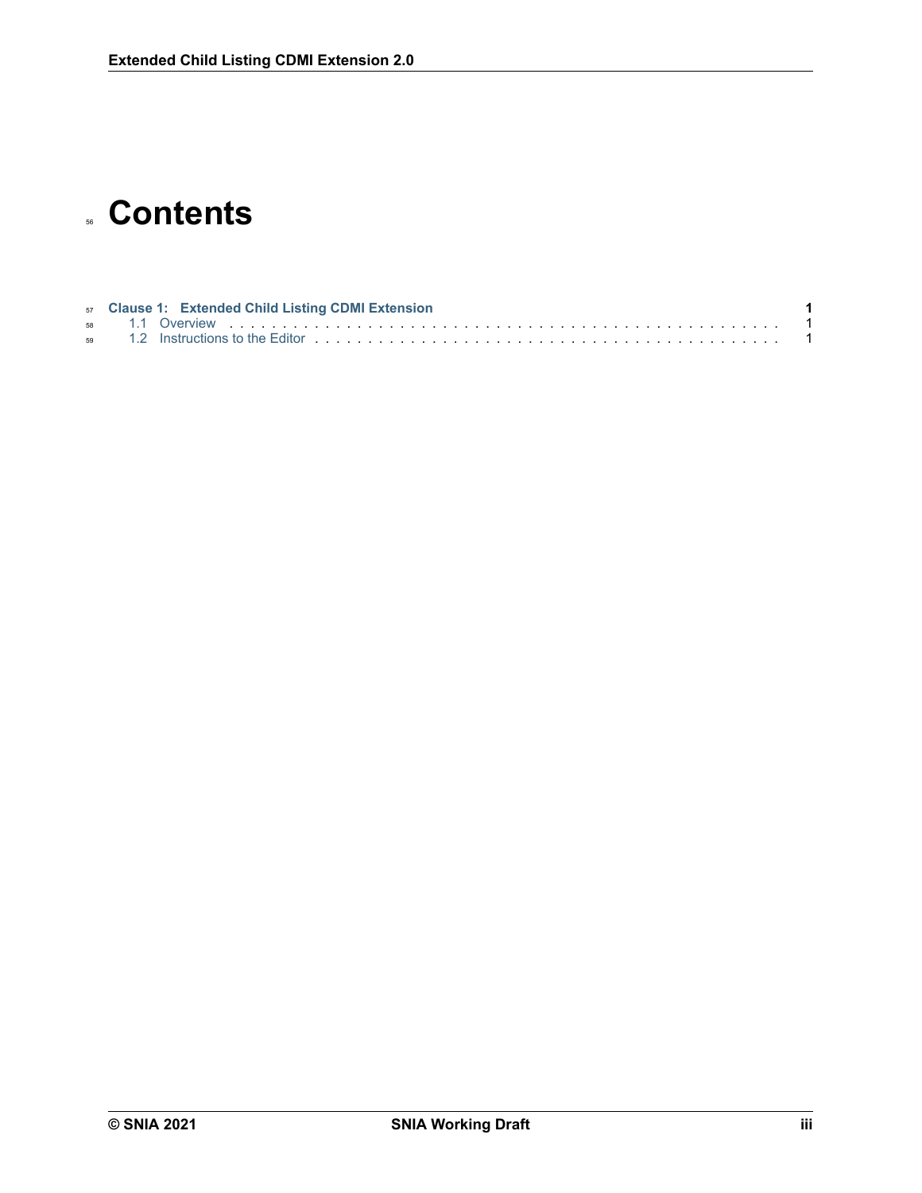# Contents

**Clause 1: Extended Child Listing CDMI Extension** **1**

- 1.1 Overview . . . . . . . . . . . . . . . . . . . . . . . . . . . . . . . . . . . . . . . . . . . . . . 1
- 1.2 Instructions to the Editor . . . . . . . . . . . . . . . . . . . . . . . . . . . . . . . . . . . . . 1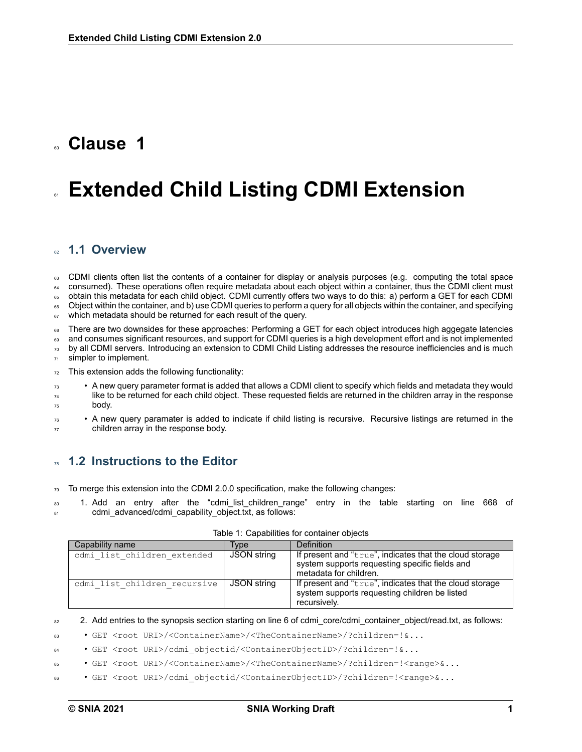# Clause 1

# Extended Child Listing CDMI Extension

## 1.1 Overview

CDMI clients often list the contents of a container for display or analysis purposes (e.g. computing the total space consumed). These operations often require metadata about each object within a container, thus the CDMI client must obtain this metadata for each child object. CDMI currently offers two ways to do this: a) perform a GET for each CDMI Object within the container, and b) use CDMI queries to perform a query for all objects within the container, and specifying which metadata should be returned for each result of the query.

There are two downsides for these approaches: Performing a GET for each object introduces high aggegate latencies and consumes significant resources, and support for CDMI queries is a high development effort and is not implemented by all CDMI servers. Introducing an extension to CDMI Child Listing addresses the resource inefficiencies and is much simpler to implement.

This extension adds the following functionality:

- A new query parameter format is added that allows a CDMI client to specify which fields and metadata they would like to be returned for each child object. These requested fields are returned in the children array in the response body.
- A new query paramater is added to indicate if child listing is recursive. Recursive listings are returned in the children array in the response body.

## 1.2 Instructions to the Editor

To merge this extension into the CDMI 2.0.0 specification, make the following changes:

1. Add an entry after the "cdmi_list_children_range" entry in the table starting on line 668 of cdmi_advanced/cdmi_capability_object.txt, as follows:

Table 1: Capabilities for container objects

| Capability name | Type | Definition |
|---|---|---|
| `cdmi_list_children_extended` | JSON string | If present and "`true`", indicates that the cloud storage system supports requesting specific fields and metadata for children. |
| `cdmi_list_children_recursive` | JSON string | If present and "`true`", indicates that the cloud storage system supports requesting children be listed recursively. |

2. Add entries to the synopsis section starting on line 6 of cdmi_core/cdmi_container_object/read.txt, as follows:

- `GET <root URI>/<ContainerName>/<TheContainerName>/?children=!&...`
- `GET <root URI>/cdmi_objectid/<ContainerObjectID>/?children=!&...`
- `GET <root URI>/<ContainerName>/<TheContainerName>/?children=!<range>&...`
- `GET <root URI>/cdmi_objectid/<ContainerObjectID>/?children=!<range>&...`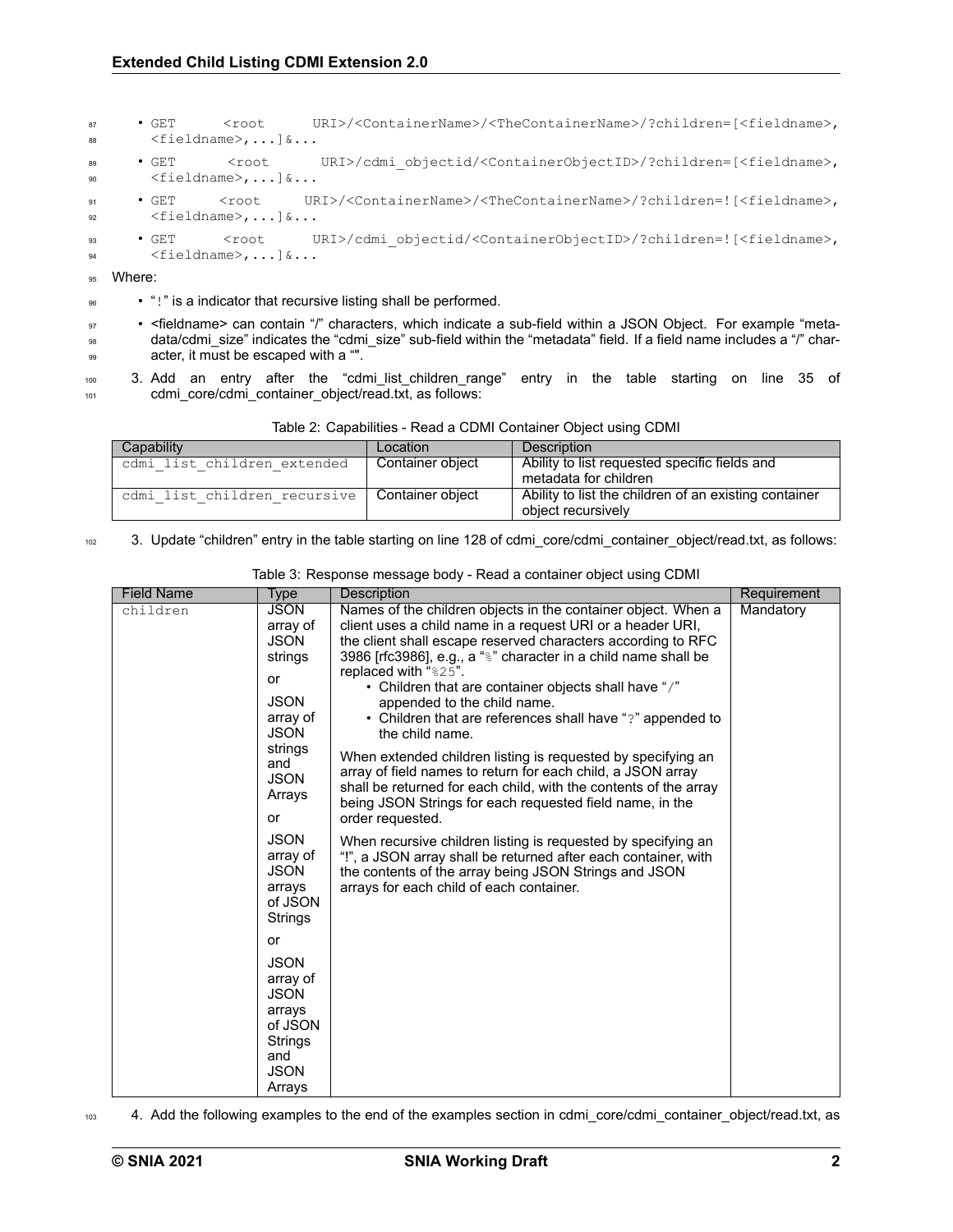- GET <root URI>/<ContainerName>/<TheContainerName>/?children=[<fieldname>, <fieldname>,...]&...
- GET <root URI>/cdmi_objectid/<ContainerObjectID>/?children=[<fieldname>, <fieldname>,...]&...
- GET <root URI>/<ContainerName>/<TheContainerName>/?children=![<fieldname>, <fieldname>,...]&...
- GET <root URI>/cdmi_objectid/<ContainerObjectID>/?children=![<fieldname>, <fieldname>,...]&...

Where:

- "!" is a indicator that recursive listing shall be performed.
- <fieldname> can contain "/" characters, which indicate a sub-field within a JSON Object. For example "metadata/cdmi_size" indicates the "cdmi_size" sub-field within the "metadata" field. If a field name includes a "/" character, it must be escaped with a "".

3. Add an entry after the "cdmi_list_children_range" entry in the table starting on line 35 of cdmi_core/cdmi_container_object/read.txt, as follows:

Table 2: Capabilities - Read a CDMI Container Object using CDMI

| Capability | Location | Description |
|---|---|---|
| cdmi_list_children_extended | Container object | Ability to list requested specific fields and metadata for children |
| cdmi_list_children_recursive | Container object | Ability to list the children of an existing container object recursively |

3. Update "children" entry in the table starting on line 128 of cdmi_core/cdmi_container_object/read.txt, as follows:

Table 3: Response message body - Read a container object using CDMI

| Field Name | Type | Description | Requirement |
|---|---|---|---|
| children | JSON array of JSON strings<br><br>or<br><br>JSON array of JSON strings and JSON Arrays<br><br>or<br><br>JSON array of JSON arrays of JSON Strings<br><br>or<br><br>JSON array of JSON arrays of JSON Strings and JSON Arrays | Names of the children objects in the container object. When a client uses a child name in a request URI or a header URI, the client shall escape reserved characters according to RFC 3986 [rfc3986], e.g., a "%" character in a child name shall be replaced with "%25".<br>• Children that are container objects shall have "/" appended to the child name.<br>• Children that are references shall have "?" appended to the child name.<br><br>When extended children listing is requested by specifying an array of field names to return for each child, a JSON array shall be returned for each child, with the contents of the array being JSON Strings for each requested field name, in the order requested.<br><br>When recursive children listing is requested by specifying an "!", a JSON array shall be returned after each container, with the contents of the array being JSON Strings and JSON arrays for each child of each container. | Mandatory |

4. Add the following examples to the end of the examples section in cdmi_core/cdmi_container_object/read.txt, as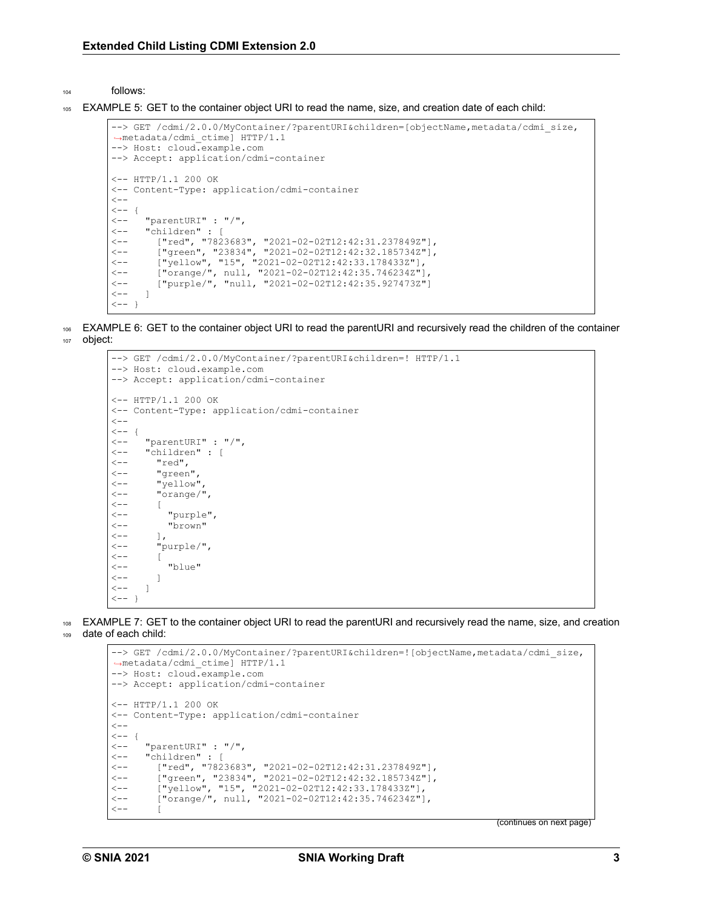follows:

EXAMPLE 5: GET to the container object URI to read the name, size, and creation date of each child:

```
--> GET /cdmi/2.0.0/MyContainer/?parentURI&children=[objectName,metadata/cdmi_size,
↪metadata/cdmi_ctime] HTTP/1.1
--> Host: cloud.example.com
--> Accept: application/cdmi-container

<-- HTTP/1.1 200 OK
<-- Content-Type: application/cdmi-container
<--
<-- {
<--   "parentURI" : "/",
<--   "children" : [
<--     ["red", "7823683", "2021-02-02T12:42:31.237849Z"],
<--     ["green", "23834", "2021-02-02T12:42:32.185734Z"],
<--     ["yellow", "15", "2021-02-02T12:42:33.178433Z"],
<--     ["orange/", null, "2021-02-02T12:42:35.746234Z"],
<--     ["purple/", "null, "2021-02-02T12:42:35.927473Z"]
<--   ]
<-- }
```

EXAMPLE 6: GET to the container object URI to read the parentURI and recursively read the children of the container object:

```
--> GET /cdmi/2.0.0/MyContainer/?parentURI&children=! HTTP/1.1
--> Host: cloud.example.com
--> Accept: application/cdmi-container

<-- HTTP/1.1 200 OK
<-- Content-Type: application/cdmi-container
<--
<-- {
<--   "parentURI" : "/",
<--   "children" : [
<--     "red",
<--     "green",
<--     "yellow",
<--     "orange/",
<--     [
<--       "purple",
<--       "brown"
<--     ],
<--     "purple/",
<--     [
<--       "blue"
<--     ]
<--   ]
<-- }
```

EXAMPLE 7: GET to the container object URI to read the parentURI and recursively read the name, size, and creation date of each child:

```
--> GET /cdmi/2.0.0/MyContainer/?parentURI&children=![objectName,metadata/cdmi_size,
↪metadata/cdmi_ctime] HTTP/1.1
--> Host: cloud.example.com
--> Accept: application/cdmi-container

<-- HTTP/1.1 200 OK
<-- Content-Type: application/cdmi-container
<--
<-- {
<--   "parentURI" : "/",
<--   "children" : [
<--     ["red", "7823683", "2021-02-02T12:42:31.237849Z"],
<--     ["green", "23834", "2021-02-02T12:42:32.185734Z"],
<--     ["yellow", "15", "2021-02-02T12:42:33.178433Z"],
<--     ["orange/", null, "2021-02-02T12:42:35.746234Z"],
<--     [
```

(continues on next page)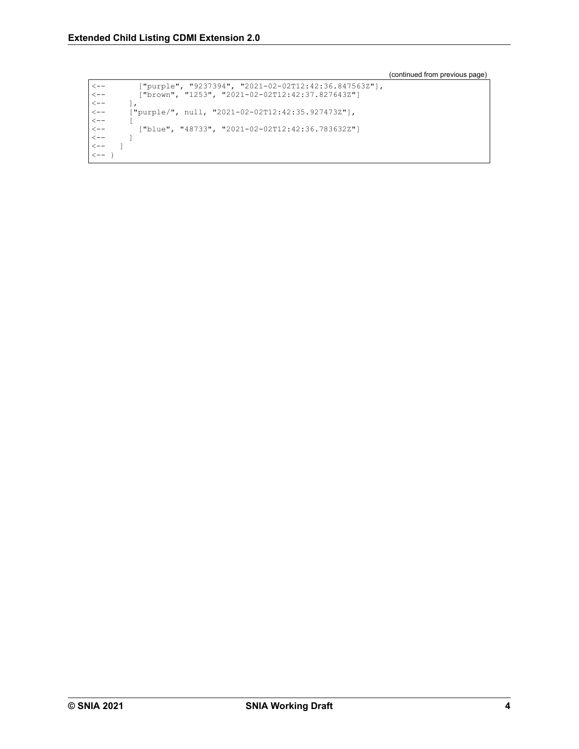(continued from previous page)

```
<--        ["purple", "9237394", "2021-02-02T12:42:36.847563Z"],
<--        ["brown", "1253", "2021-02-02T12:42:37.827643Z"]
<--      ],
<--      ["purple/", null, "2021-02-02T12:42:35.927473Z"],
<--      [
<--        ["blue", "48733", "2021-02-02T12:42:36.783632Z"]
<--      ]
<--    ]
<-- }
```